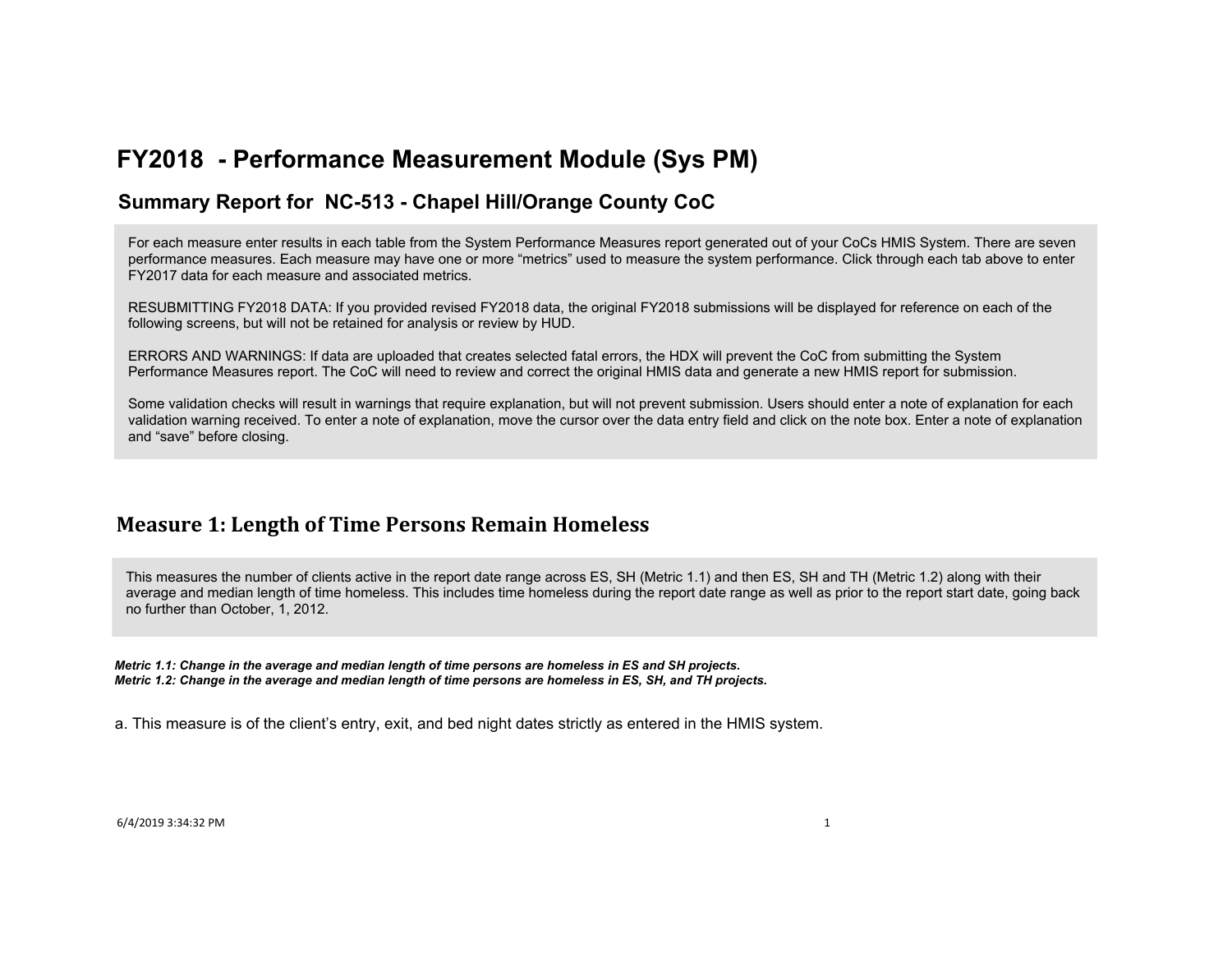# FY2018 - Performance Measurement Module (Sys PM)

## Summary Report for NC-513 - Chapel Hill/Orange County CoC

For each measure enter results in each table from the System Performance Measures report generated out of your CoCs HMIS System. There are seven performance measures. Each measure may have one or more "metrics" used to measure the system performance. Click through each tab above to enter FY2017 data for each measure and associated metrics.

RESUBMITTING FY2018 DATA: If you provided revised FY2018 data, the original FY2018 submissions will be displayed for reference on each of the following screens, but will not be retained for analysis or review by HUD.

ERRORS AND WARNINGS: If data are uploaded that creates selected fatal errors, the HDX will prevent the CoC from submitting the System Performance Measures report. The CoC will need to review and correct the original HMIS data and generate a new HMIS report for submission.

Some validation checks will result in warnings that require explanation, but will not prevent submission. Users should enter a note of explanation for each validation warning received. To enter a note of explanation, move the cursor over the data entry field and click on the note box. Enter a note of explanation and "save" before closing.

## Measure 1: Length of Time Persons Remain Homeless

This measures the number of clients active in the report date range across ES, SH (Metric 1.1) and then ES, SH and TH (Metric 1.2) along with their average and median length of time homeless. This includes time homeless during the report date range as well as prior to the report start date, going back no further than October, 1, 2012.

***Metric 1.1: Change in the average and median length of time persons are homeless in ES and SH projects.***
***Metric 1.2: Change in the average and median length of time persons are homeless in ES, SH, and TH projects.***

a. This measure is of the client's entry, exit, and bed night dates strictly as entered in the HMIS system.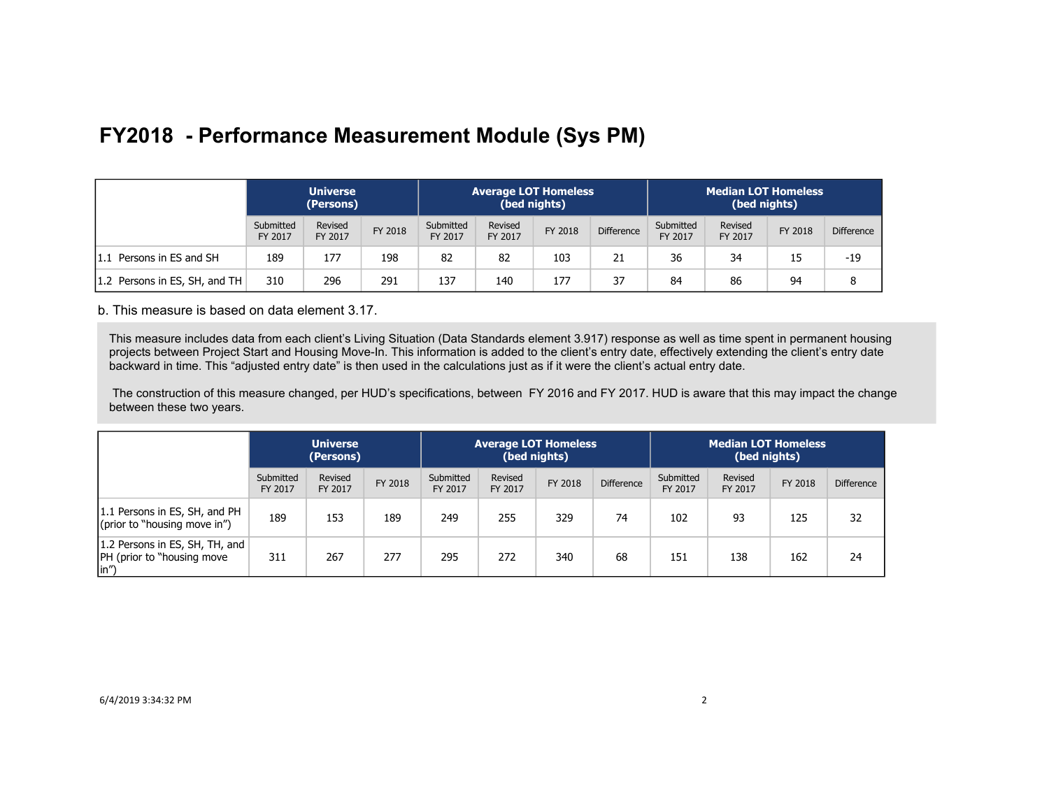# FY2018 - Performance Measurement Module (Sys PM)

| | Universe (Persons) | | | Average LOT Homeless (bed nights) | | | | Median LOT Homeless (bed nights) | | | |
|---|---|---|---|---|---|---|---|---|---|---|---|
| | Submitted FY 2017 | Revised FY 2017 | FY 2018 | Submitted FY 2017 | Revised FY 2017 | FY 2018 | Difference | Submitted FY 2017 | Revised FY 2017 | FY 2018 | Difference |
| 1.1 Persons in ES and SH | 189 | 177 | 198 | 82 | 82 | 103 | 21 | 36 | 34 | 15 | -19 |
| 1.2 Persons in ES, SH, and TH | 310 | 296 | 291 | 137 | 140 | 177 | 37 | 84 | 86 | 94 | 8 |

b. This measure is based on data element 3.17.

This measure includes data from each client's Living Situation (Data Standards element 3.917) response as well as time spent in permanent housing projects between Project Start and Housing Move-In. This information is added to the client's entry date, effectively extending the client's entry date backward in time. This "adjusted entry date" is then used in the calculations just as if it were the client's actual entry date.

The construction of this measure changed, per HUD's specifications, between FY 2016 and FY 2017. HUD is aware that this may impact the change between these two years.

| | Universe (Persons) | | | Average LOT Homeless (bed nights) | | | | Median LOT Homeless (bed nights) | | | |
|---|---|---|---|---|---|---|---|---|---|---|---|
| | Submitted FY 2017 | Revised FY 2017 | FY 2018 | Submitted FY 2017 | Revised FY 2017 | FY 2018 | Difference | Submitted FY 2017 | Revised FY 2017 | FY 2018 | Difference |
| 1.1 Persons in ES, SH, and PH (prior to "housing move in") | 189 | 153 | 189 | 249 | 255 | 329 | 74 | 102 | 93 | 125 | 32 |
| 1.2 Persons in ES, SH, TH, and PH (prior to "housing move in") | 311 | 267 | 277 | 295 | 272 | 340 | 68 | 151 | 138 | 162 | 24 |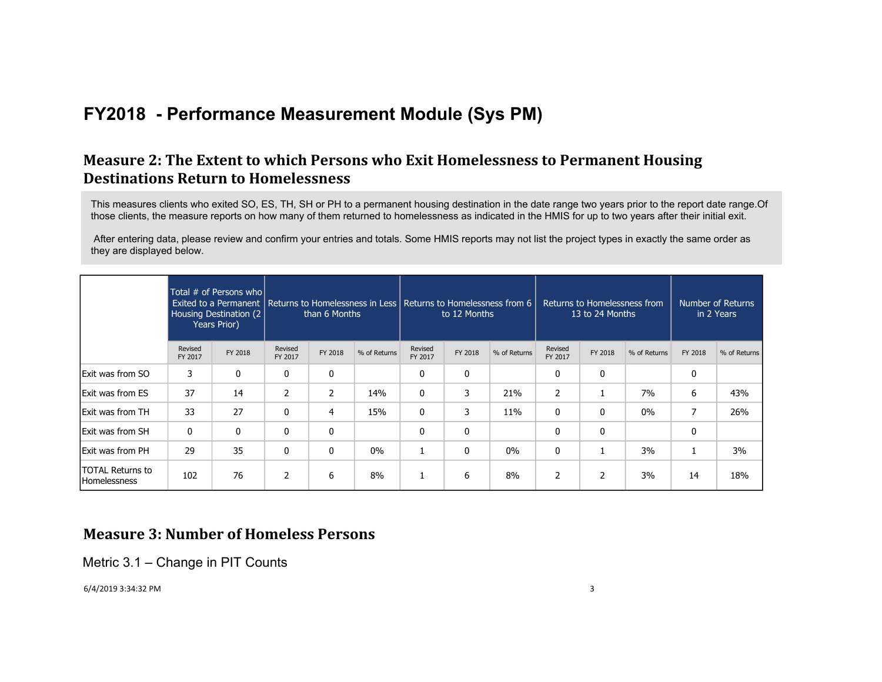# FY2018 - Performance Measurement Module (Sys PM)

## Measure 2: The Extent to which Persons who Exit Homelessness to Permanent Housing Destinations Return to Homelessness

This measures clients who exited SO, ES, TH, SH or PH to a permanent housing destination in the date range two years prior to the report date range.Of those clients, the measure reports on how many of them returned to homelessness as indicated in the HMIS for up to two years after their initial exit.

After entering data, please review and confirm your entries and totals. Some HMIS reports may not list the project types in exactly the same order as they are displayed below.

| | Total # of Persons who Exited to a Permanent Housing Destination (2 Years Prior) | | Returns to Homelessness in Less than 6 Months | | | Returns to Homelessness from 6 to 12 Months | | | Returns to Homelessness from 13 to 24 Months | | | Number of Returns in 2 Years | |
|---|---|---|---|---|---|---|---|---|---|---|---|---|---|
| | Revised FY 2017 | FY 2018 | Revised FY 2017 | FY 2018 | % of Returns | Revised FY 2017 | FY 2018 | % of Returns | Revised FY 2017 | FY 2018 | % of Returns | FY 2018 | % of Returns |
| Exit was from SO | 3 | 0 | 0 | 0 | | 0 | 0 | | 0 | 0 | | 0 | |
| Exit was from ES | 37 | 14 | 2 | 2 | 14% | 0 | 3 | 21% | 2 | 1 | 7% | 6 | 43% |
| Exit was from TH | 33 | 27 | 0 | 4 | 15% | 0 | 3 | 11% | 0 | 0 | 0% | 7 | 26% |
| Exit was from SH | 0 | 0 | 0 | 0 | | 0 | 0 | | 0 | 0 | | 0 | |
| Exit was from PH | 29 | 35 | 0 | 0 | 0% | 1 | 0 | 0% | 0 | 1 | 3% | 1 | 3% |
| TOTAL Returns to Homelessness | 102 | 76 | 2 | 6 | 8% | 1 | 6 | 8% | 2 | 2 | 3% | 14 | 18% |

## Measure 3: Number of Homeless Persons

Metric 3.1 – Change in PIT Counts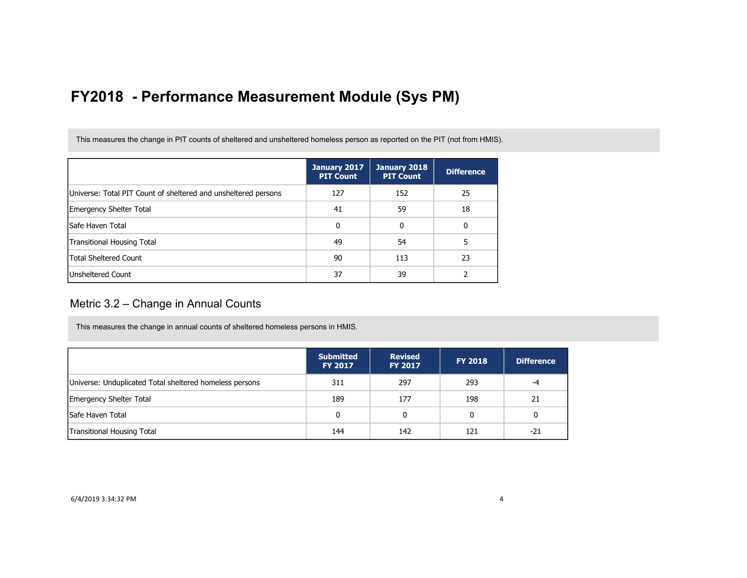# FY2018 - Performance Measurement Module (Sys PM)

This measures the change in PIT counts of sheltered and unsheltered homeless person as reported on the PIT (not from HMIS).

| | January 2017 PIT Count | January 2018 PIT Count | Difference |
|---|---|---|---|
| Universe: Total PIT Count of sheltered and unsheltered persons | 127 | 152 | 25 |
| Emergency Shelter Total | 41 | 59 | 18 |
| Safe Haven Total | 0 | 0 | 0 |
| Transitional Housing Total | 49 | 54 | 5 |
| Total Sheltered Count | 90 | 113 | 23 |
| Unsheltered Count | 37 | 39 | 2 |

## Metric 3.2 – Change in Annual Counts

This measures the change in annual counts of sheltered homeless persons in HMIS.

| | Submitted FY 2017 | Revised FY 2017 | FY 2018 | Difference |
|---|---|---|---|---|
| Universe: Unduplicated Total sheltered homeless persons | 311 | 297 | 293 | -4 |
| Emergency Shelter Total | 189 | 177 | 198 | 21 |
| Safe Haven Total | 0 | 0 | 0 | 0 |
| Transitional Housing Total | 144 | 142 | 121 | -21 |

6/4/2019 3:34:32 PM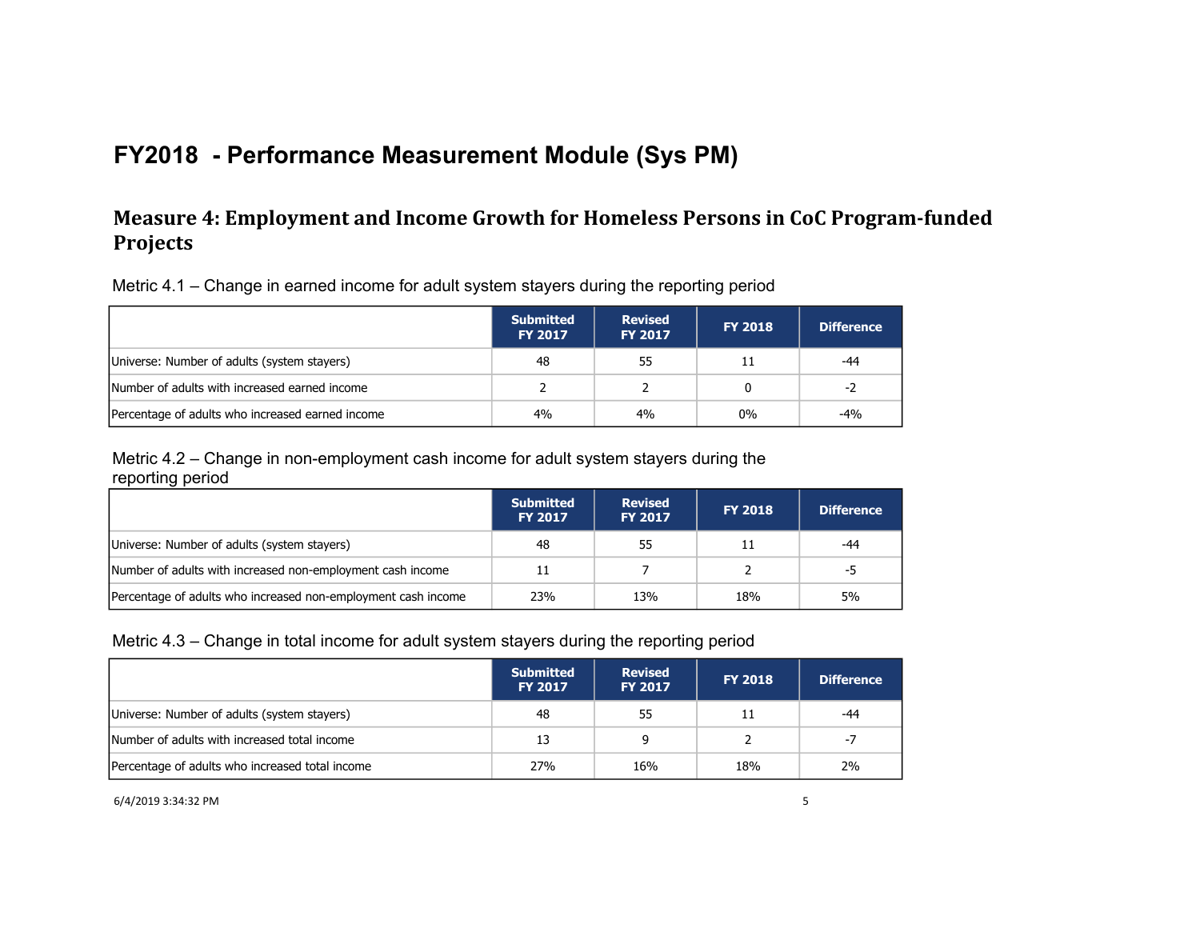# FY2018 - Performance Measurement Module (Sys PM)

## Measure 4: Employment and Income Growth for Homeless Persons in CoC Program-funded Projects

Metric 4.1 – Change in earned income for adult system stayers during the reporting period

| | Submitted FY 2017 | Revised FY 2017 | FY 2018 | Difference |
|---|---|---|---|---|
| Universe: Number of adults (system stayers) | 48 | 55 | 11 | -44 |
| Number of adults with increased earned income | 2 | 2 | 0 | -2 |
| Percentage of adults who increased earned income | 4% | 4% | 0% | -4% |

Metric 4.2 – Change in non-employment cash income for adult system stayers during the reporting period

| | Submitted FY 2017 | Revised FY 2017 | FY 2018 | Difference |
|---|---|---|---|---|
| Universe: Number of adults (system stayers) | 48 | 55 | 11 | -44 |
| Number of adults with increased non-employment cash income | 11 | 7 | 2 | -5 |
| Percentage of adults who increased non-employment cash income | 23% | 13% | 18% | 5% |

Metric 4.3 – Change in total income for adult system stayers during the reporting period

| | Submitted FY 2017 | Revised FY 2017 | FY 2018 | Difference |
|---|---|---|---|---|
| Universe: Number of adults (system stayers) | 48 | 55 | 11 | -44 |
| Number of adults with increased total income | 13 | 9 | 2 | -7 |
| Percentage of adults who increased total income | 27% | 16% | 18% | 2% |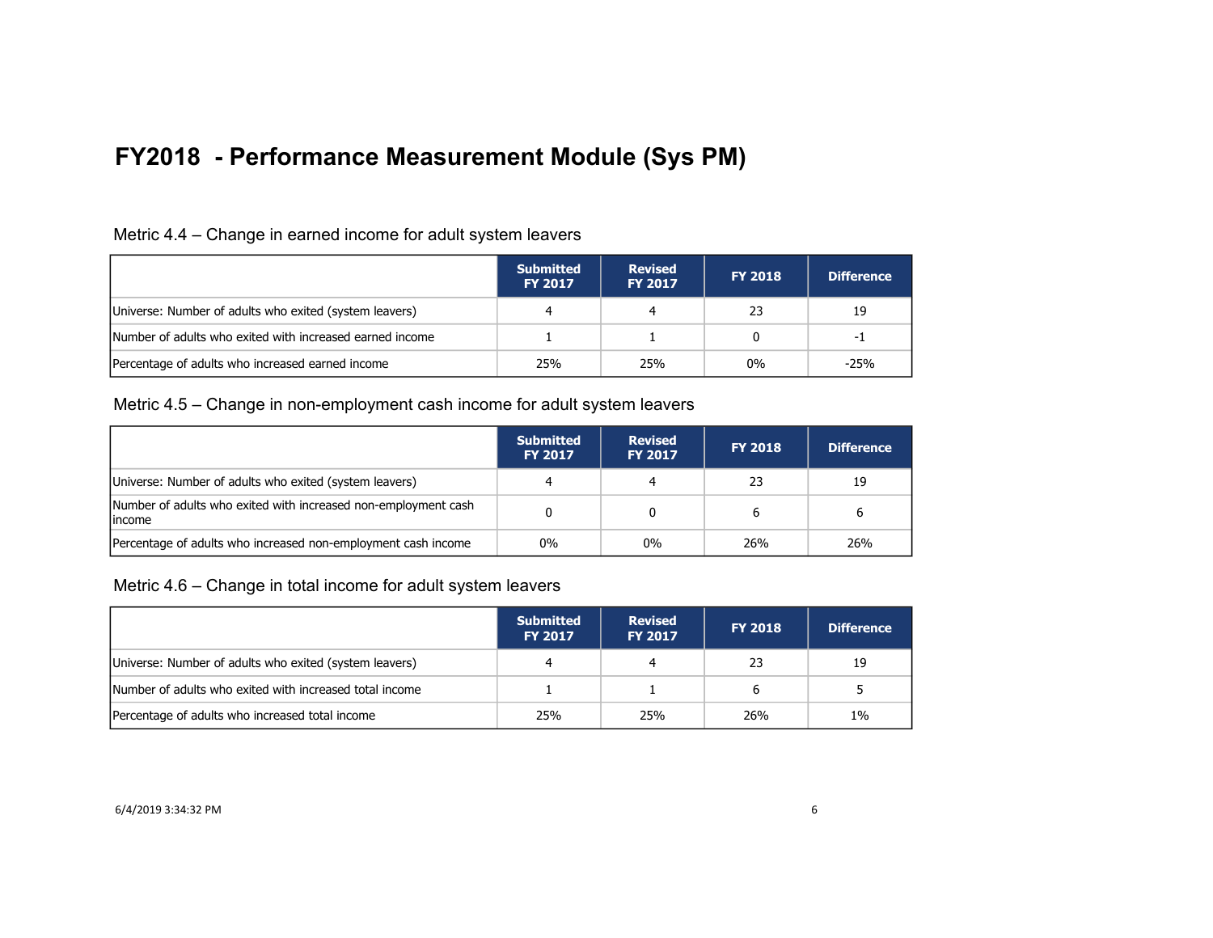# FY2018 - Performance Measurement Module (Sys PM)

Metric 4.4 – Change in earned income for adult system leavers

| | Submitted FY 2017 | Revised FY 2017 | FY 2018 | Difference |
|---|---|---|---|---|
| Universe: Number of adults who exited (system leavers) | 4 | 4 | 23 | 19 |
| Number of adults who exited with increased earned income | 1 | 1 | 0 | -1 |
| Percentage of adults who increased earned income | 25% | 25% | 0% | -25% |

Metric 4.5 – Change in non-employment cash income for adult system leavers

| | Submitted FY 2017 | Revised FY 2017 | FY 2018 | Difference |
|---|---|---|---|---|
| Universe: Number of adults who exited (system leavers) | 4 | 4 | 23 | 19 |
| Number of adults who exited with increased non-employment cash income | 0 | 0 | 6 | 6 |
| Percentage of adults who increased non-employment cash income | 0% | 0% | 26% | 26% |

Metric 4.6 – Change in total income for adult system leavers

| | Submitted FY 2017 | Revised FY 2017 | FY 2018 | Difference |
|---|---|---|---|---|
| Universe: Number of adults who exited (system leavers) | 4 | 4 | 23 | 19 |
| Number of adults who exited with increased total income | 1 | 1 | 6 | 5 |
| Percentage of adults who increased total income | 25% | 25% | 26% | 1% |

6/4/2019 3:34:32 PM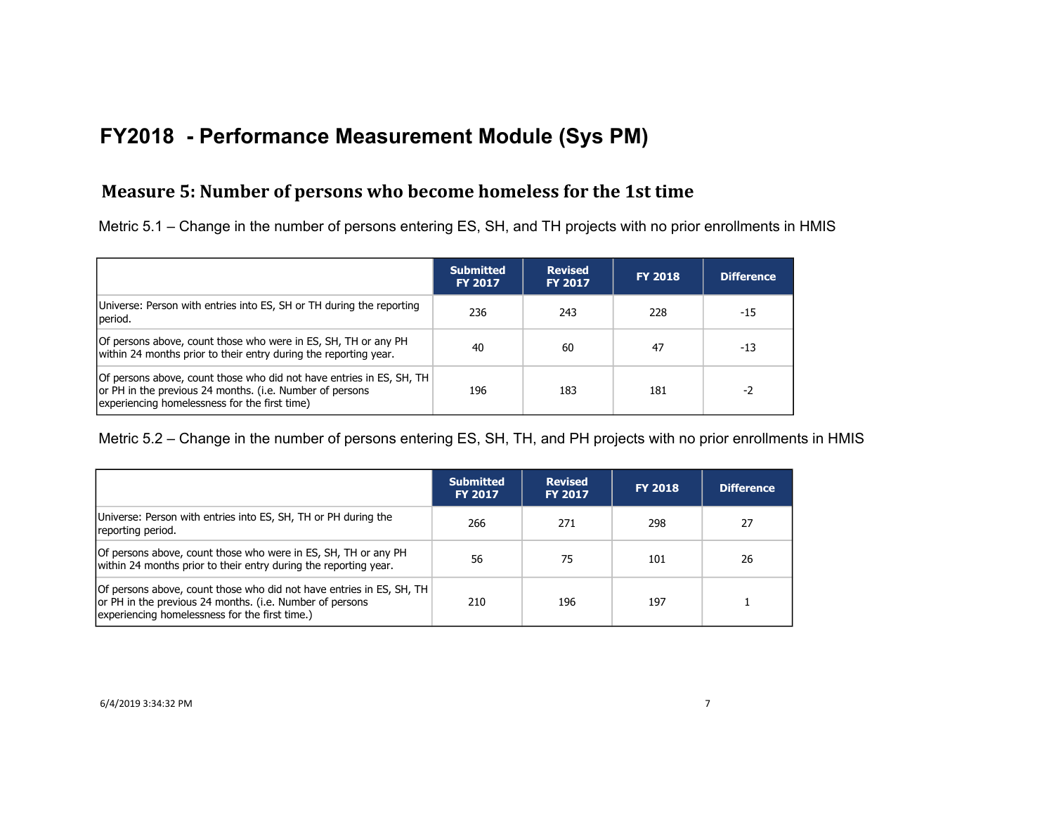# FY2018 - Performance Measurement Module (Sys PM)

## Measure 5: Number of persons who become homeless for the 1st time

Metric 5.1 – Change in the number of persons entering ES, SH, and TH projects with no prior enrollments in HMIS

| | Submitted FY 2017 | Revised FY 2017 | FY 2018 | Difference |
|---|---|---|---|---|
| Universe: Person with entries into ES, SH or TH during the reporting period. | 236 | 243 | 228 | -15 |
| Of persons above, count those who were in ES, SH, TH or any PH within 24 months prior to their entry during the reporting year. | 40 | 60 | 47 | -13 |
| Of persons above, count those who did not have entries in ES, SH, TH or PH in the previous 24 months. (i.e. Number of persons experiencing homelessness for the first time) | 196 | 183 | 181 | -2 |

Metric 5.2 – Change in the number of persons entering ES, SH, TH, and PH projects with no prior enrollments in HMIS

| | Submitted FY 2017 | Revised FY 2017 | FY 2018 | Difference |
|---|---|---|---|---|
| Universe: Person with entries into ES, SH, TH or PH during the reporting period. | 266 | 271 | 298 | 27 |
| Of persons above, count those who were in ES, SH, TH or any PH within 24 months prior to their entry during the reporting year. | 56 | 75 | 101 | 26 |
| Of persons above, count those who did not have entries in ES, SH, TH or PH in the previous 24 months. (i.e. Number of persons experiencing homelessness for the first time.) | 210 | 196 | 197 | 1 |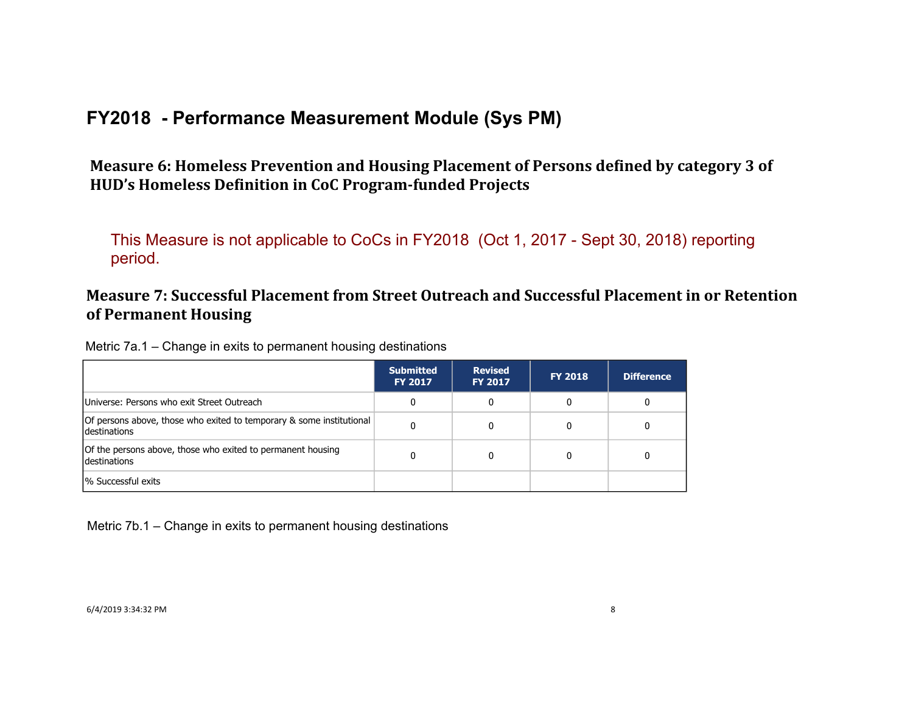# FY2018 - Performance Measurement Module (Sys PM)

## Measure 6: Homeless Prevention and Housing Placement of Persons defined by category 3 of HUD's Homeless Definition in CoC Program-funded Projects

This Measure is not applicable to CoCs in FY2018 (Oct 1, 2017 - Sept 30, 2018) reporting period.

## Measure 7: Successful Placement from Street Outreach and Successful Placement in or Retention of Permanent Housing

Metric 7a.1 – Change in exits to permanent housing destinations

| | Submitted FY 2017 | Revised FY 2017 | FY 2018 | Difference |
|---|---|---|---|---|
| Universe: Persons who exit Street Outreach | 0 | 0 | 0 | 0 |
| Of persons above, those who exited to temporary & some institutional destinations | 0 | 0 | 0 | 0 |
| Of the persons above, those who exited to permanent housing destinations | 0 | 0 | 0 | 0 |
| % Successful exits | | | | |

Metric 7b.1 – Change in exits to permanent housing destinations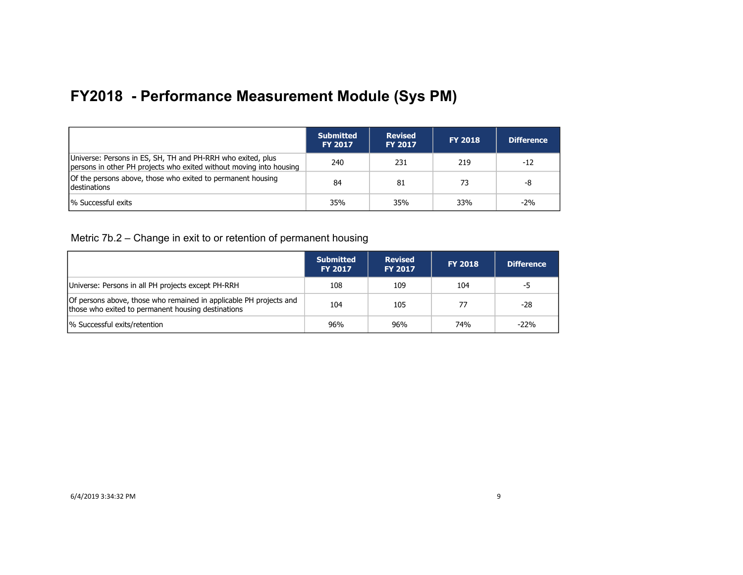# FY2018 - Performance Measurement Module (Sys PM)

| | Submitted FY 2017 | Revised FY 2017 | FY 2018 | Difference |
|---|---|---|---|---|
| Universe: Persons in ES, SH, TH and PH-RRH who exited, plus persons in other PH projects who exited without moving into housing | 240 | 231 | 219 | -12 |
| Of the persons above, those who exited to permanent housing destinations | 84 | 81 | 73 | -8 |
| % Successful exits | 35% | 35% | 33% | -2% |

Metric 7b.2 – Change in exit to or retention of permanent housing

| | Submitted FY 2017 | Revised FY 2017 | FY 2018 | Difference |
|---|---|---|---|---|
| Universe: Persons in all PH projects except PH-RRH | 108 | 109 | 104 | -5 |
| Of persons above, those who remained in applicable PH projects and those who exited to permanent housing destinations | 104 | 105 | 77 | -28 |
| % Successful exits/retention | 96% | 96% | 74% | -22% |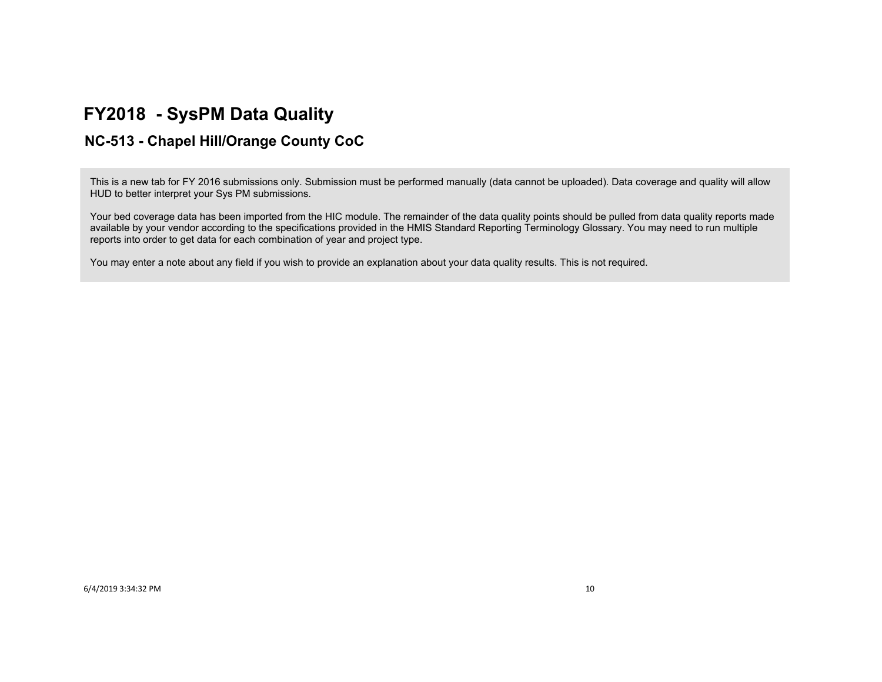# FY2018 - SysPM Data Quality

## NC-513 - Chapel Hill/Orange County CoC

This is a new tab for FY 2016 submissions only. Submission must be performed manually (data cannot be uploaded). Data coverage and quality will allow HUD to better interpret your Sys PM submissions.

Your bed coverage data has been imported from the HIC module. The remainder of the data quality points should be pulled from data quality reports made available by your vendor according to the specifications provided in the HMIS Standard Reporting Terminology Glossary. You may need to run multiple reports into order to get data for each combination of year and project type.

You may enter a note about any field if you wish to provide an explanation about your data quality results. This is not required.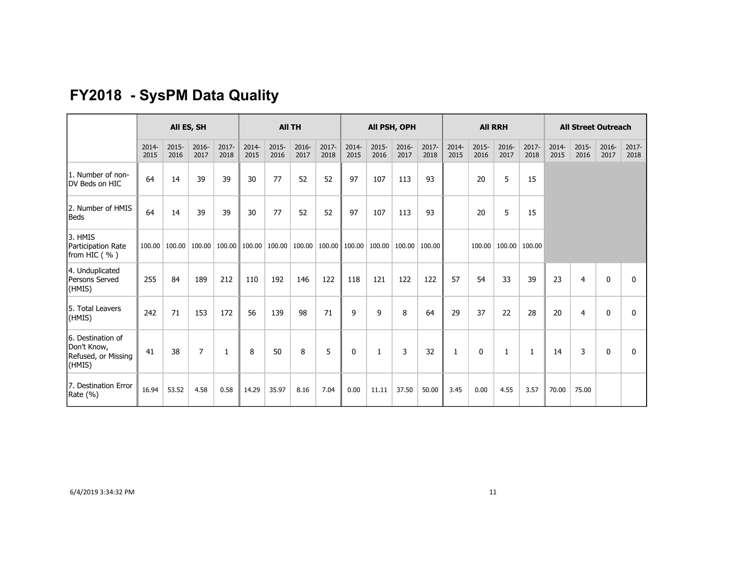# FY2018 - SysPM Data Quality

| | All ES, SH | | | | All TH | | | | All PSH, OPH | | | | All RRH | | | | All Street Outreach | | | |
|---|---|---|---|---|---|---|---|---|---|---|---|---|---|---|---|---|---|---|---|---|
| | 2014-2015 | 2015-2016 | 2016-2017 | 2017-2018 | 2014-2015 | 2015-2016 | 2016-2017 | 2017-2018 | 2014-2015 | 2015-2016 | 2016-2017 | 2017-2018 | 2014-2015 | 2015-2016 | 2016-2017 | 2017-2018 | 2014-2015 | 2015-2016 | 2016-2017 | 2017-2018 |
| 1. Number of non-DV Beds on HIC | 64 | 14 | 39 | 39 | 30 | 77 | 52 | 52 | 97 | 107 | 113 | 93 | | 20 | 5 | 15 | | | | |
| 2. Number of HMIS Beds | 64 | 14 | 39 | 39 | 30 | 77 | 52 | 52 | 97 | 107 | 113 | 93 | | 20 | 5 | 15 | | | | |
| 3. HMIS Participation Rate from HIC ( % ) | 100.00 | 100.00 | 100.00 | 100.00 | 100.00 | 100.00 | 100.00 | 100.00 | 100.00 | 100.00 | 100.00 | 100.00 | | 100.00 | 100.00 | 100.00 | | | | |
| 4. Unduplicated Persons Served (HMIS) | 255 | 84 | 189 | 212 | 110 | 192 | 146 | 122 | 118 | 121 | 122 | 122 | 57 | 54 | 33 | 39 | 23 | 4 | 0 | 0 |
| 5. Total Leavers (HMIS) | 242 | 71 | 153 | 172 | 56 | 139 | 98 | 71 | 9 | 9 | 8 | 64 | 29 | 37 | 22 | 28 | 20 | 4 | 0 | 0 |
| 6. Destination of Don't Know, Refused, or Missing (HMIS) | 41 | 38 | 7 | 1 | 8 | 50 | 8 | 5 | 0 | 1 | 3 | 32 | 1 | 0 | 1 | 1 | 14 | 3 | 0 | 0 |
| 7. Destination Error Rate (%) | 16.94 | 53.52 | 4.58 | 0.58 | 14.29 | 35.97 | 8.16 | 7.04 | 0.00 | 11.11 | 37.50 | 50.00 | 3.45 | 0.00 | 4.55 | 3.57 | 70.00 | 75.00 | | |

6/4/2019 3:34:32 PM